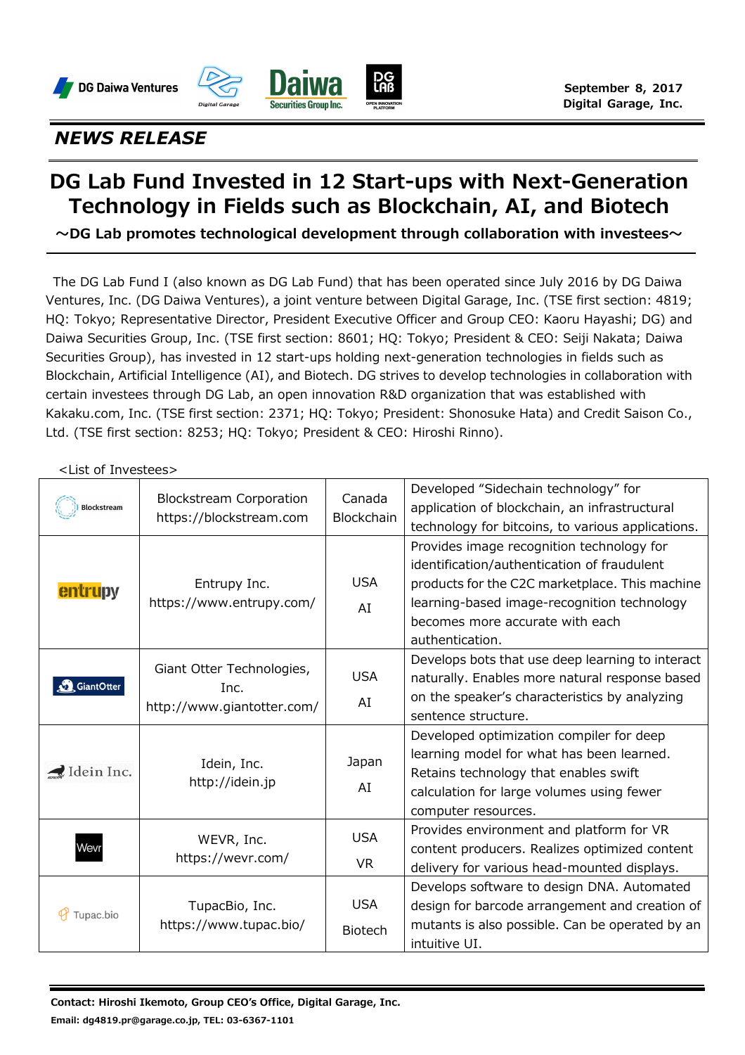DG Daiwa Ventures | Digital Garage | Daiwa Securities Group Inc. | DG LAB

**September 8, 2017**
**Digital Garage, Inc.**

## *NEWS RELEASE*

# DG Lab Fund Invested in 12 Start-ups with Next-Generation Technology in Fields such as Blockchain, AI, and Biotech

**～DG Lab promotes technological development through collaboration with investees～**

The DG Lab Fund I (also known as DG Lab Fund) that has been operated since July 2016 by DG Daiwa Ventures, Inc. (DG Daiwa Ventures), a joint venture between Digital Garage, Inc. (TSE first section: 4819; HQ: Tokyo; Representative Director, President Executive Officer and Group CEO: Kaoru Hayashi; DG) and Daiwa Securities Group, Inc. (TSE first section: 8601; HQ: Tokyo; President & CEO: Seiji Nakata; Daiwa Securities Group), has invested in 12 start-ups holding next-generation technologies in fields such as Blockchain, Artificial Intelligence (AI), and Biotech. DG strives to develop technologies in collaboration with certain investees through DG Lab, an open innovation R&D organization that was established with Kakaku.com, Inc. (TSE first section: 2371; HQ: Tokyo; President: Shonosuke Hata) and Credit Saison Co., Ltd. (TSE first section: 8253; HQ: Tokyo; President & CEO: Hiroshi Rinno).

<List of Investees>

| | | | |
|---|---|---|---|
| Blockstream | Blockstream Corporation<br>https://blockstream.com | Canada<br>Blockchain | Developed "Sidechain technology" for application of blockchain, an infrastructural technology for bitcoins, to various applications. |
| entrupy | Entrupy Inc.<br>https://www.entrupy.com/ | USA<br>AI | Provides image recognition technology for identification/authentication of fraudulent products for the C2C marketplace. This machine learning-based image-recognition technology becomes more accurate with each authentication. |
| GiantOtter | Giant Otter Technologies, Inc.<br>http://www.giantotter.com/ | USA<br>AI | Develops bots that use deep learning to interact naturally. Enables more natural response based on the speaker's characteristics by analyzing sentence structure. |
| Idein Inc. | Idein, Inc.<br>http://idein.jp | Japan<br>AI | Developed optimization compiler for deep learning model for what has been learned. Retains technology that enables swift calculation for large volumes using fewer computer resources. |
| Wevr | WEVR, Inc.<br>https://wevr.com/ | USA<br>VR | Provides environment and platform for VR content producers. Realizes optimized content delivery for various head-mounted displays. |
| Tupac.bio | TupacBio, Inc.<br>https://www.tupac.bio/ | USA<br>Biotech | Develops software to design DNA. Automated design for barcode arrangement and creation of mutants is also possible. Can be operated by an intuitive UI. |

**Contact: Hiroshi Ikemoto, Group CEO's Office, Digital Garage, Inc.**
**Email: dg4819.pr@garage.co.jp, TEL: 03-6367-1101**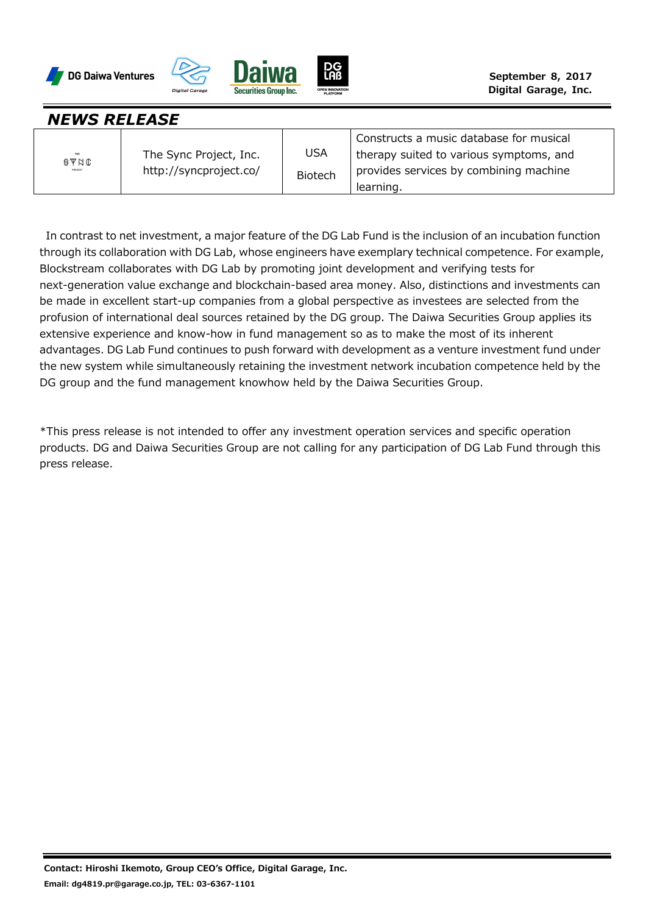## *NEWS RELEASE*

| | | | |
|---|---|---|---|
| THE SYNC PROJECT | The Sync Project, Inc. http://syncproject.co/ | USA Biotech | Constructs a music database for musical therapy suited to various symptoms, and provides services by combining machine learning. |

In contrast to net investment, a major feature of the DG Lab Fund is the inclusion of an incubation function through its collaboration with DG Lab, whose engineers have exemplary technical competence. For example, Blockstream collaborates with DG Lab by promoting joint development and verifying tests for next-generation value exchange and blockchain-based area money. Also, distinctions and investments can be made in excellent start-up companies from a global perspective as investees are selected from the profusion of international deal sources retained by the DG group. The Daiwa Securities Group applies its extensive experience and know-how in fund management so as to make the most of its inherent advantages. DG Lab Fund continues to push forward with development as a venture investment fund under the new system while simultaneously retaining the investment network incubation competence held by the DG group and the fund management knowhow held by the Daiwa Securities Group.

*This press release is not intended to offer any investment operation services and specific operation products. DG and Daiwa Securities Group are not calling for any participation of DG Lab Fund through this press release.

**Contact: Hiroshi Ikemoto, Group CEO's Office, Digital Garage, Inc.**
**Email: dg4819.pr@garage.co.jp, TEL: 03-6367-1101**